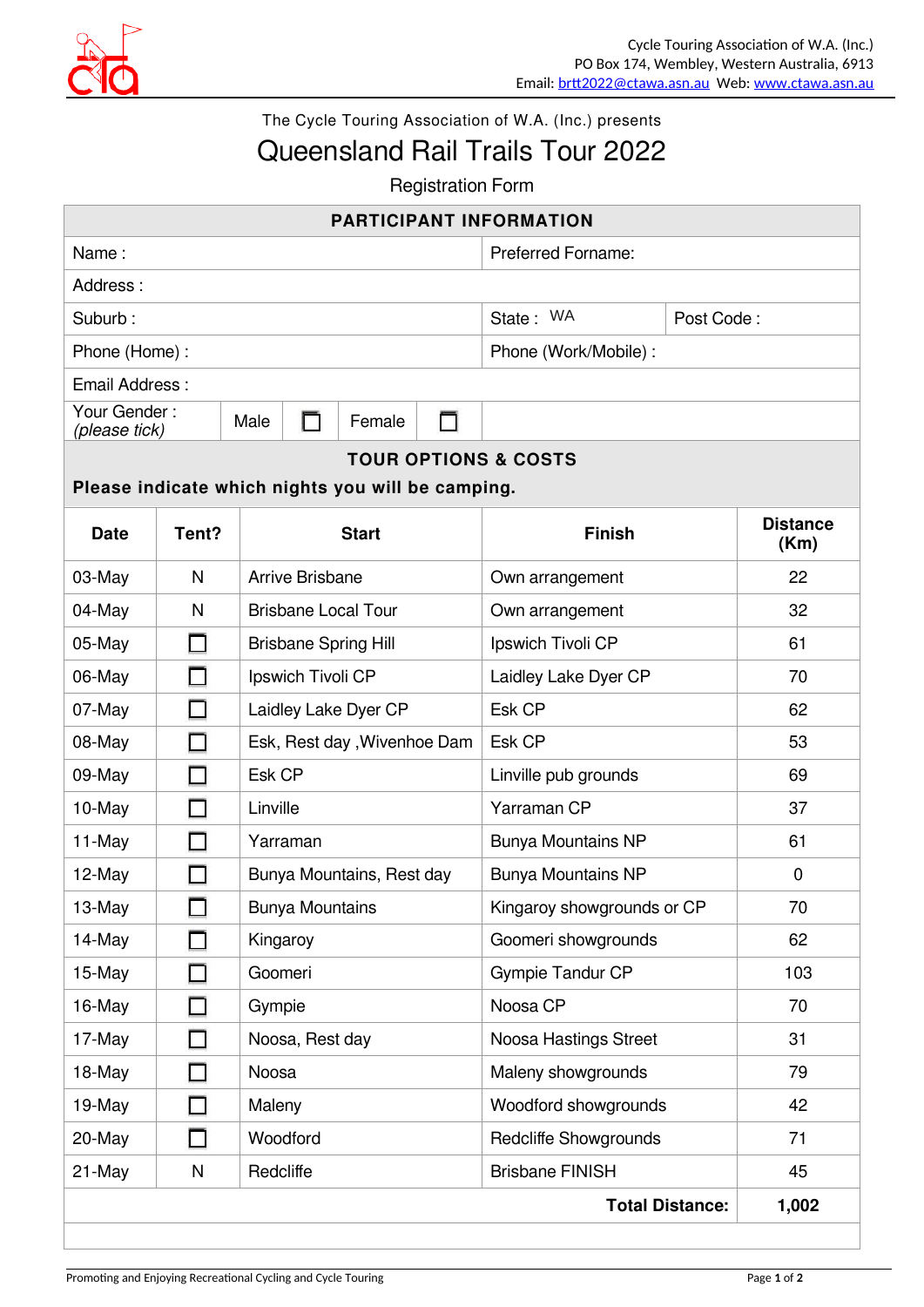Cycle Touring Association of W.A. (Inc.)
PO Box 174, Wembley, Western Australia, 6913
Email: brtt2022@ctawa.asn.au Web: www.ctawa.asn.au

The Cycle Touring Association of W.A. (Inc.) presents

# Queensland Rail Trails Tour 2022

Registration Form

## PARTICIPANT INFORMATION

| | | | |
|---|---|---|---|
| Name : | | Preferred Forname: | |
| Address : | | | |
| Suburb : | | State : WA | Post Code : |
| Phone (Home) : | | Phone (Work/Mobile) : | |
| Email Address : | | | |
| Your Gender : *(please tick)* | Male ☐ Female ☐ | | |

## TOUR OPTIONS & COSTS

**Please indicate which nights you will be camping.**

| Date | Tent? | Start | Finish | Distance (Km) |
|---|---|---|---|---|
| 03-May | N | Arrive Brisbane | Own arrangement | 22 |
| 04-May | N | Brisbane Local Tour | Own arrangement | 32 |
| 05-May | ☐ | Brisbane Spring Hill | Ipswich Tivoli CP | 61 |
| 06-May | ☐ | Ipswich Tivoli CP | Laidley Lake Dyer CP | 70 |
| 07-May | ☐ | Laidley Lake Dyer CP | Esk CP | 62 |
| 08-May | ☐ | Esk, Rest day ,Wivenhoe Dam | Esk CP | 53 |
| 09-May | ☐ | Esk CP | Linville pub grounds | 69 |
| 10-May | ☐ | Linville | Yarraman CP | 37 |
| 11-May | ☐ | Yarraman | Bunya Mountains NP | 61 |
| 12-May | ☐ | Bunya Mountains, Rest day | Bunya Mountains NP | 0 |
| 13-May | ☐ | Bunya Mountains | Kingaroy showgrounds or CP | 70 |
| 14-May | ☐ | Kingaroy | Goomeri showgrounds | 62 |
| 15-May | ☐ | Goomeri | Gympie Tandur CP | 103 |
| 16-May | ☐ | Gympie | Noosa CP | 70 |
| 17-May | ☐ | Noosa, Rest day | Noosa Hastings Street | 31 |
| 18-May | ☐ | Noosa | Maleny showgrounds | 79 |
| 19-May | ☐ | Maleny | Woodford showgrounds | 42 |
| 20-May | ☐ | Woodford | Redcliffe Showgrounds | 71 |
| 21-May | N | Redcliffe | Brisbane FINISH | 45 |
| | | | **Total Distance:** | **1,002** |

Promoting and Enjoying Recreational Cycling and Cycle Touring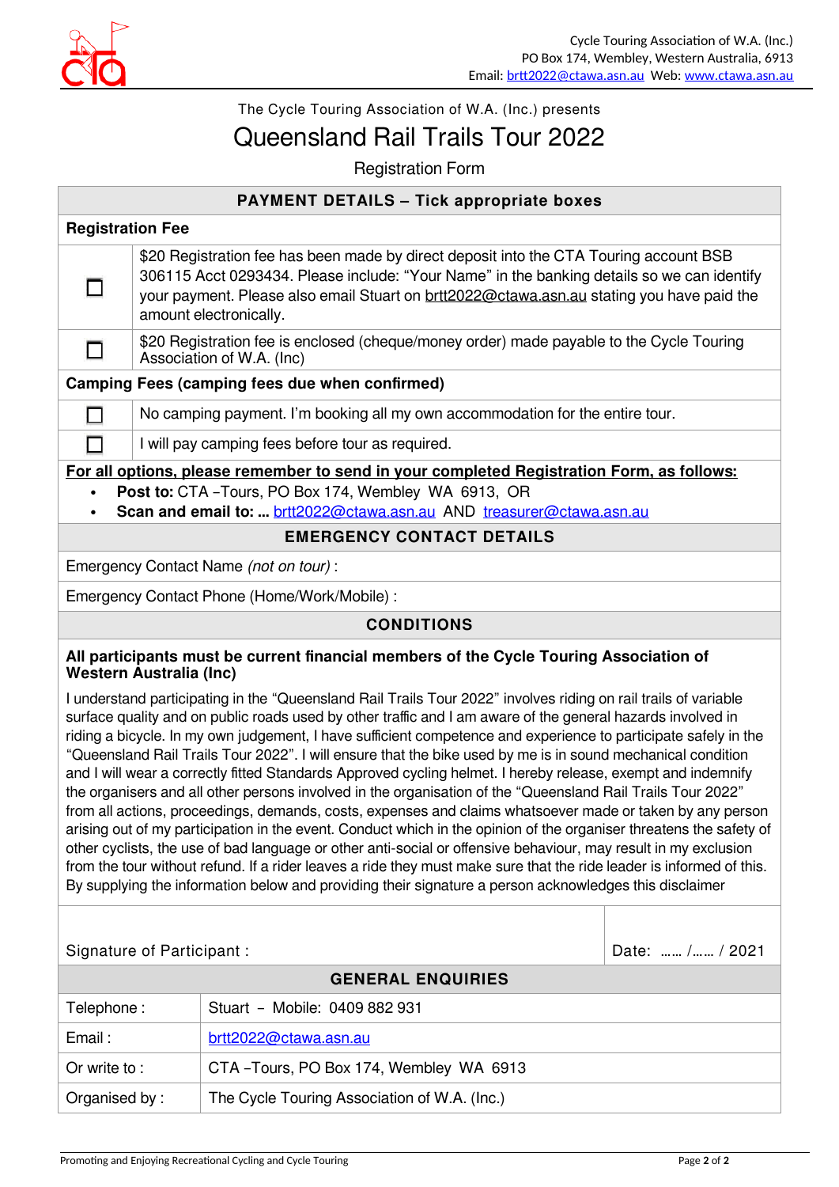Cycle Touring Association of W.A. (Inc.)
PO Box 174, Wembley, Western Australia, 6913
Email: brtt2022@ctawa.asn.au Web: www.ctawa.asn.au

The Cycle Touring Association of W.A. (Inc.) presents

# Queensland Rail Trails Tour 2022

## Registration Form

### PAYMENT DETAILS – Tick appropriate boxes

**Registration Fee**

| | |
|---|---|
| ☐ | $20 Registration fee has been made by direct deposit into the CTA Touring account BSB 306115 Acct 0293434. Please include: "Your Name" in the banking details so we can identify your payment. Please also email Stuart on brtt2022@ctawa.asn.au stating you have paid the amount electronically. |
| ☐ | $20 Registration fee is enclosed (cheque/money order) made payable to the Cycle Touring Association of W.A. (Inc) |

**Camping Fees (camping fees due when confirmed)**

| | |
|---|---|
| ☐ | No camping payment. I'm booking all my own accommodation for the entire tour. |
| ☐ | I will pay camping fees before tour as required. |

**For all options, please remember to send in your completed Registration Form, as follows:**

- **Post to:** CTA –Tours, PO Box 174, Wembley WA 6913, OR
- **Scan and email to: ...** brtt2022@ctawa.asn.au AND treasurer@ctawa.asn.au

### EMERGENCY CONTACT DETAILS

Emergency Contact Name *(not on tour)* :

Emergency Contact Phone (Home/Work/Mobile) :

### CONDITIONS

**All participants must be current financial members of the Cycle Touring Association of Western Australia (Inc)**

I understand participating in the "Queensland Rail Trails Tour 2022" involves riding on rail trails of variable surface quality and on public roads used by other traffic and I am aware of the general hazards involved in riding a bicycle. In my own judgement, I have sufficient competence and experience to participate safely in the "Queensland Rail Trails Tour 2022". I will ensure that the bike used by me is in sound mechanical condition and I will wear a correctly fitted Standards Approved cycling helmet. I hereby release, exempt and indemnify the organisers and all other persons involved in the organisation of the "Queensland Rail Trails Tour 2022" from all actions, proceedings, demands, costs, expenses and claims whatsoever made or taken by any person arising out of my participation in the event. Conduct which in the opinion of the organiser threatens the safety of other cyclists, the use of bad language or other anti-social or offensive behaviour, may result in my exclusion from the tour without refund. If a rider leaves a ride they must make sure that the ride leader is informed of this. By supplying the information below and providing their signature a person acknowledges this disclaimer

| | |
|---|---|
| Signature of Participant : | Date: …… /…… / 2021 |

### GENERAL ENQUIRIES

| | |
|---|---|
| Telephone : | Stuart – Mobile: 0409 882 931 |
| Email : | brtt2022@ctawa.asn.au |
| Or write to : | CTA –Tours, PO Box 174, Wembley WA 6913 |
| Organised by : | The Cycle Touring Association of W.A. (Inc.) |

Promoting and Enjoying Recreational Cycling and Cycle Touring